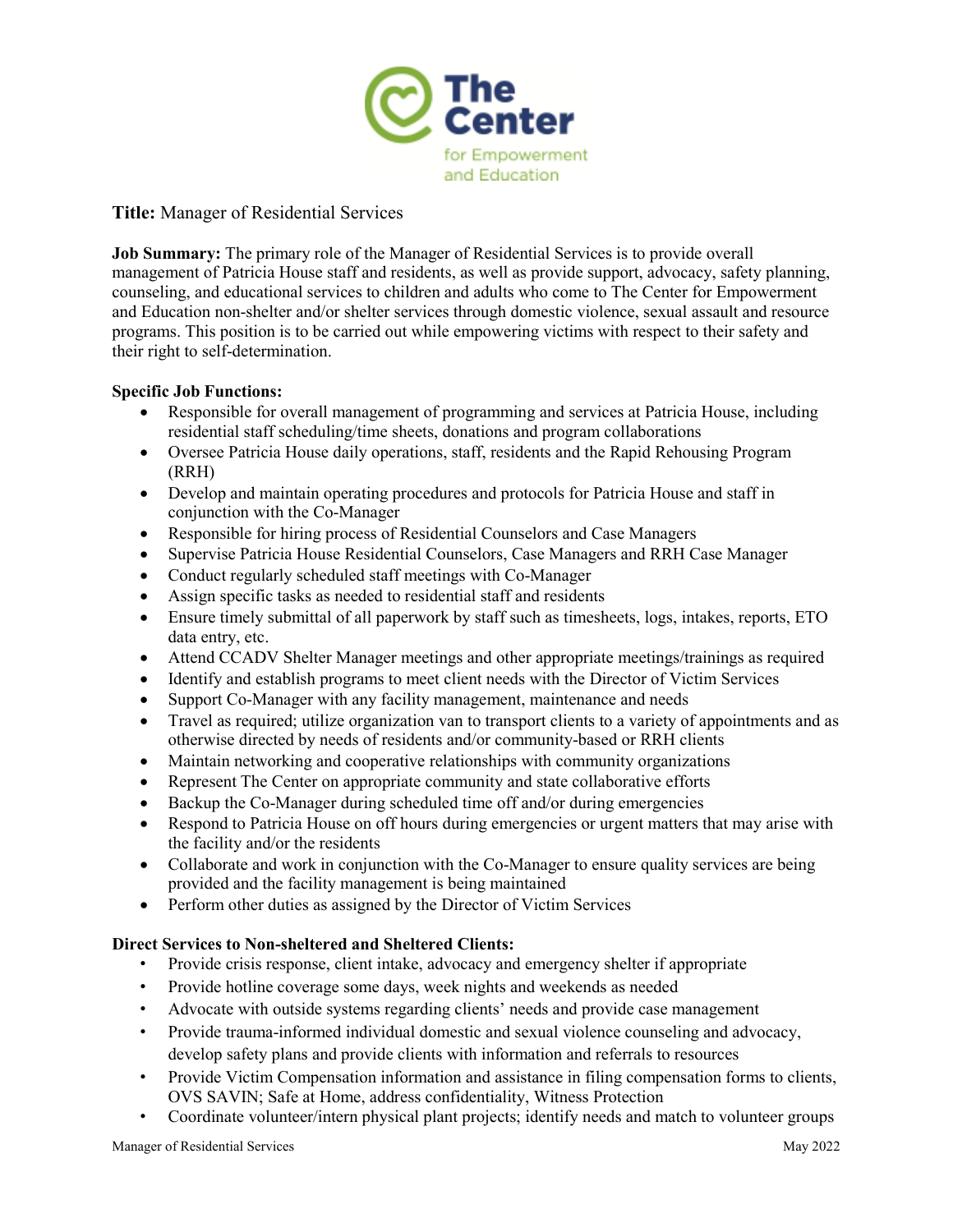The Center for Empowerment and Education

**Title:** Manager of Residential Services

**Job Summary:** The primary role of the Manager of Residential Services is to provide overall management of Patricia House staff and residents, as well as provide support, advocacy, safety planning, counseling, and educational services to children and adults who come to The Center for Empowerment and Education non-shelter and/or shelter services through domestic violence, sexual assault and resource programs. This position is to be carried out while empowering victims with respect to their safety and their right to self-determination.

**Specific Job Functions:**

- Responsible for overall management of programming and services at Patricia House, including residential staff scheduling/time sheets, donations and program collaborations
- Oversee Patricia House daily operations, staff, residents and the Rapid Rehousing Program (RRH)
- Develop and maintain operating procedures and protocols for Patricia House and staff in conjunction with the Co-Manager
- Responsible for hiring process of Residential Counselors and Case Managers
- Supervise Patricia House Residential Counselors, Case Managers and RRH Case Manager
- Conduct regularly scheduled staff meetings with Co-Manager
- Assign specific tasks as needed to residential staff and residents
- Ensure timely submittal of all paperwork by staff such as timesheets, logs, intakes, reports, ETO data entry, etc.
- Attend CCADV Shelter Manager meetings and other appropriate meetings/trainings as required
- Identify and establish programs to meet client needs with the Director of Victim Services
- Support Co-Manager with any facility management, maintenance and needs
- Travel as required; utilize organization van to transport clients to a variety of appointments and as otherwise directed by needs of residents and/or community-based or RRH clients
- Maintain networking and cooperative relationships with community organizations
- Represent The Center on appropriate community and state collaborative efforts
- Backup the Co-Manager during scheduled time off and/or during emergencies
- Respond to Patricia House on off hours during emergencies or urgent matters that may arise with the facility and/or the residents
- Collaborate and work in conjunction with the Co-Manager to ensure quality services are being provided and the facility management is being maintained
- Perform other duties as assigned by the Director of Victim Services

**Direct Services to Non-sheltered and Sheltered Clients:**

- Provide crisis response, client intake, advocacy and emergency shelter if appropriate
- Provide hotline coverage some days, week nights and weekends as needed
- Advocate with outside systems regarding clients' needs and provide case management
- Provide trauma-informed individual domestic and sexual violence counseling and advocacy, develop safety plans and provide clients with information and referrals to resources
- Provide Victim Compensation information and assistance in filing compensation forms to clients, OVS SAVIN; Safe at Home, address confidentiality, Witness Protection
- Coordinate volunteer/intern physical plant projects; identify needs and match to volunteer groups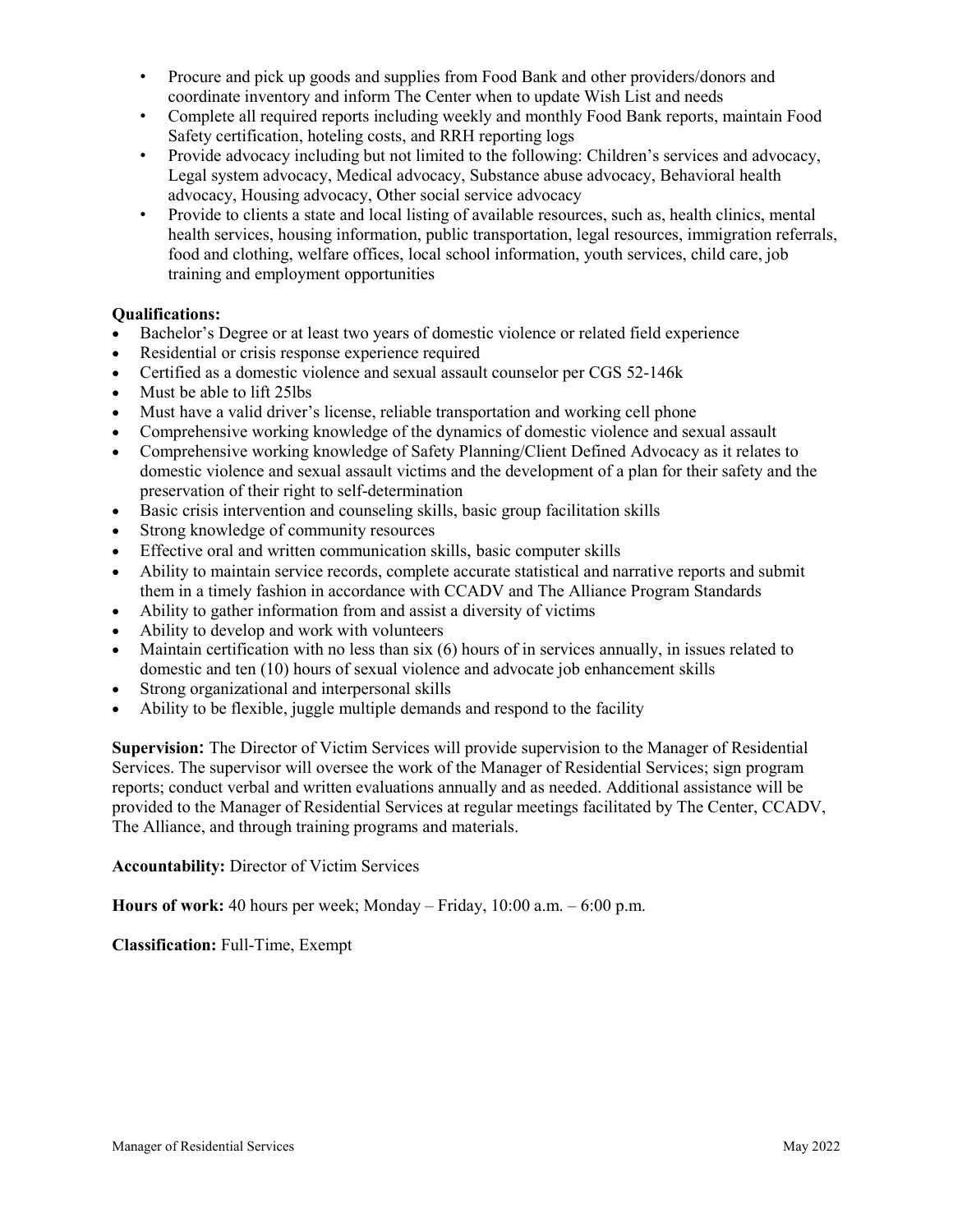- Procure and pick up goods and supplies from Food Bank and other providers/donors and coordinate inventory and inform The Center when to update Wish List and needs
- Complete all required reports including weekly and monthly Food Bank reports, maintain Food Safety certification, hoteling costs, and RRH reporting logs
- Provide advocacy including but not limited to the following: Children's services and advocacy, Legal system advocacy, Medical advocacy, Substance abuse advocacy, Behavioral health advocacy, Housing advocacy, Other social service advocacy
- Provide to clients a state and local listing of available resources, such as, health clinics, mental health services, housing information, public transportation, legal resources, immigration referrals, food and clothing, welfare offices, local school information, youth services, child care, job training and employment opportunities

**Qualifications:**

- Bachelor's Degree or at least two years of domestic violence or related field experience
- Residential or crisis response experience required
- Certified as a domestic violence and sexual assault counselor per CGS 52-146k
- Must be able to lift 25lbs
- Must have a valid driver's license, reliable transportation and working cell phone
- Comprehensive working knowledge of the dynamics of domestic violence and sexual assault
- Comprehensive working knowledge of Safety Planning/Client Defined Advocacy as it relates to domestic violence and sexual assault victims and the development of a plan for their safety and the preservation of their right to self-determination
- Basic crisis intervention and counseling skills, basic group facilitation skills
- Strong knowledge of community resources
- Effective oral and written communication skills, basic computer skills
- Ability to maintain service records, complete accurate statistical and narrative reports and submit them in a timely fashion in accordance with CCADV and The Alliance Program Standards
- Ability to gather information from and assist a diversity of victims
- Ability to develop and work with volunteers
- Maintain certification with no less than six (6) hours of in services annually, in issues related to domestic and ten (10) hours of sexual violence and advocate job enhancement skills
- Strong organizational and interpersonal skills
- Ability to be flexible, juggle multiple demands and respond to the facility

**Supervision:** The Director of Victim Services will provide supervision to the Manager of Residential Services. The supervisor will oversee the work of the Manager of Residential Services; sign program reports; conduct verbal and written evaluations annually and as needed. Additional assistance will be provided to the Manager of Residential Services at regular meetings facilitated by The Center, CCADV, The Alliance, and through training programs and materials.

**Accountability:** Director of Victim Services

**Hours of work:** 40 hours per week; Monday – Friday, 10:00 a.m. – 6:00 p.m.

**Classification:** Full-Time, Exempt